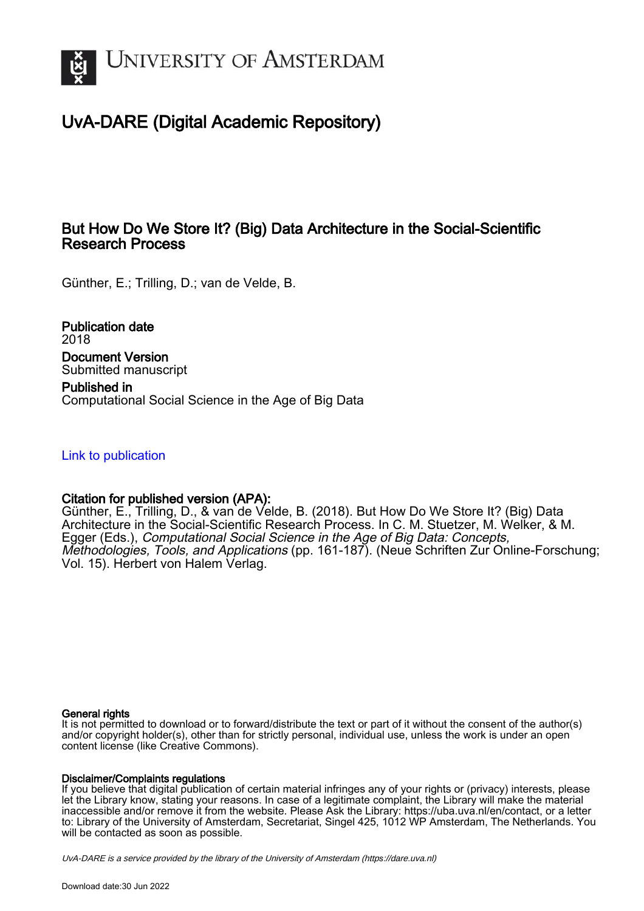UNIVERSITY OF AMSTERDAM

# UvA-DARE (Digital Academic Repository)

## But How Do We Store It? (Big) Data Architecture in the Social-Scientific Research Process

Günther, E.; Trilling, D.; van de Velde, B.

**Publication date**
2018

**Document Version**
Submitted manuscript

**Published in**
Computational Social Science in the Age of Big Data

Link to publication

**Citation for published version (APA):**
Günther, E., Trilling, D., & van de Velde, B. (2018). But How Do We Store It? (Big) Data Architecture in the Social-Scientific Research Process. In C. M. Stuetzer, M. Welker, & M. Egger (Eds.), *Computational Social Science in the Age of Big Data: Concepts, Methodologies, Tools, and Applications* (pp. 161-187). (Neue Schriften Zur Online-Forschung; Vol. 15). Herbert von Halem Verlag.

**General rights**
It is not permitted to download or to forward/distribute the text or part of it without the consent of the author(s) and/or copyright holder(s), other than for strictly personal, individual use, unless the work is under an open content license (like Creative Commons).

**Disclaimer/Complaints regulations**
If you believe that digital publication of certain material infringes any of your rights or (privacy) interests, please let the Library know, stating your reasons. In case of a legitimate complaint, the Library will make the material inaccessible and/or remove it from the website. Please Ask the Library: https://uba.uva.nl/en/contact, or a letter to: Library of the University of Amsterdam, Secretariat, Singel 425, 1012 WP Amsterdam, The Netherlands. You will be contacted as soon as possible.

UvA-DARE is a service provided by the library of the University of Amsterdam (https://dare.uva.nl)

Download date:30 Jun 2022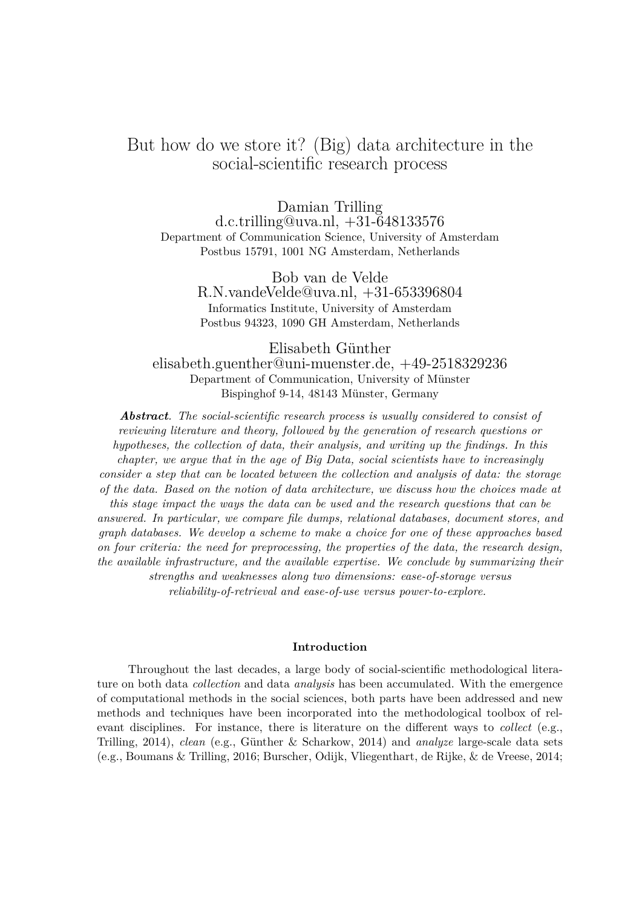# But how do we store it? (Big) data architecture in the social-scientific research process

Damian Trilling
d.c.trilling@uva.nl, +31-648133576
Department of Communication Science, University of Amsterdam
Postbus 15791, 1001 NG Amsterdam, Netherlands

Bob van de Velde
R.N.vandeVelde@uva.nl, +31-653396804
Informatics Institute, University of Amsterdam
Postbus 94323, 1090 GH Amsterdam, Netherlands

Elisabeth Günther
elisabeth.guenther@uni-muenster.de, +49-2518329236
Department of Communication, University of Münster
Bispinghof 9-14, 48143 Münster, Germany

***Abstract****. The social-scientific research process is usually considered to consist of reviewing literature and theory, followed by the generation of research questions or hypotheses, the collection of data, their analysis, and writing up the findings. In this chapter, we argue that in the age of Big Data, social scientists have to increasingly consider a step that can be located between the collection and analysis of data: the storage of the data. Based on the notion of data architecture, we discuss how the choices made at this stage impact the ways the data can be used and the research questions that can be answered. In particular, we compare file dumps, relational databases, document stores, and graph databases. We develop a scheme to make a choice for one of these approaches based on four criteria: the need for preprocessing, the properties of the data, the research design, the available infrastructure, and the available expertise. We conclude by summarizing their strengths and weaknesses along two dimensions: ease-of-storage versus reliability-of-retrieval and ease-of-use versus power-to-explore.*

## Introduction

Throughout the last decades, a large body of social-scientific methodological literature on both data *collection* and data *analysis* has been accumulated. With the emergence of computational methods in the social sciences, both parts have been addressed and new methods and techniques have been incorporated into the methodological toolbox of relevant disciplines. For instance, there is literature on the different ways to *collect* (e.g., Trilling, 2014), *clean* (e.g., Günther & Scharkow, 2014) and *analyze* large-scale data sets (e.g., Boumans & Trilling, 2016; Burscher, Odijk, Vliegenthart, de Rijke, & de Vreese, 2014;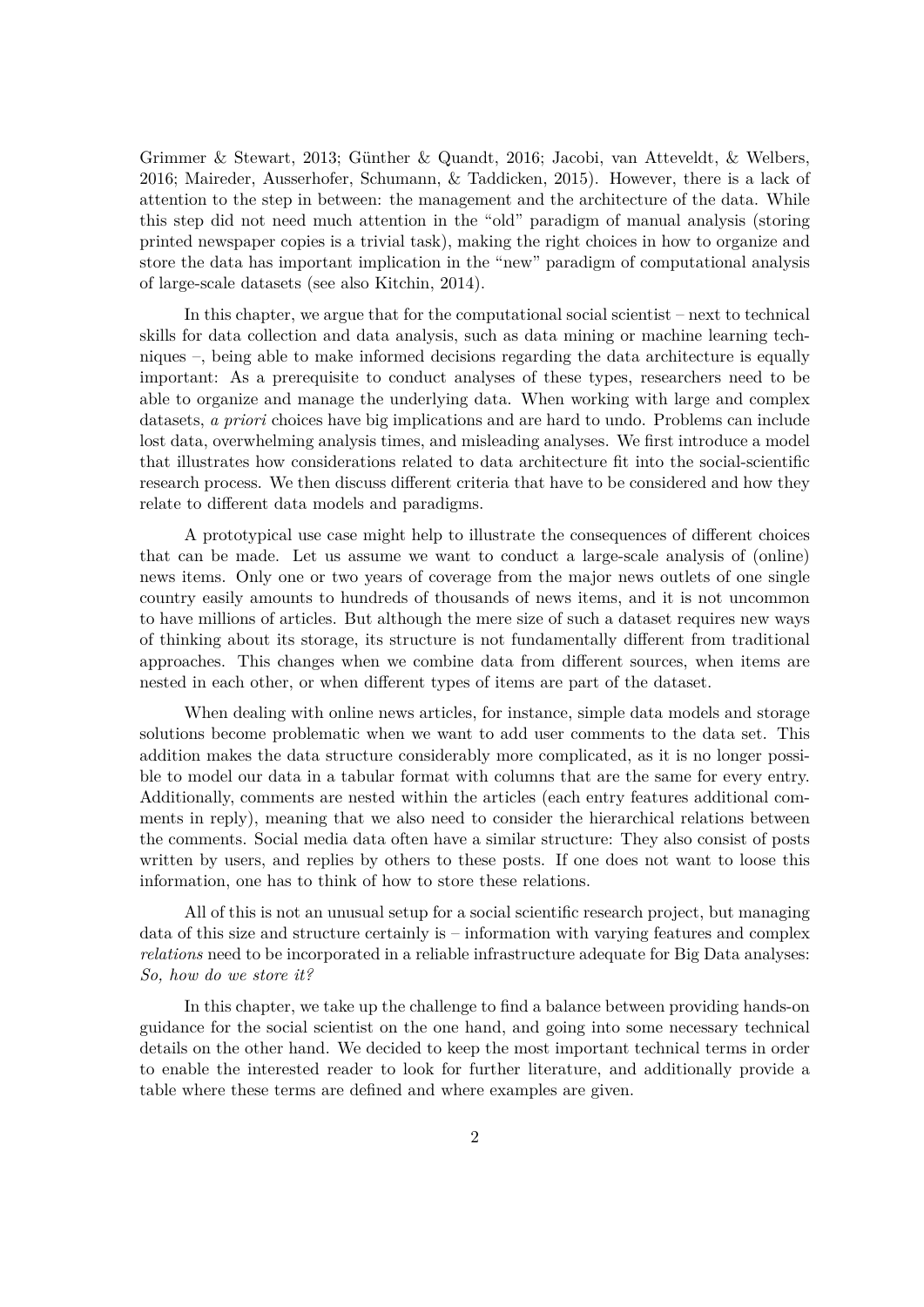Grimmer & Stewart, 2013; Günther & Quandt, 2016; Jacobi, van Atteveldt, & Welbers, 2016; Maireder, Ausserhofer, Schumann, & Taddicken, 2015). However, there is a lack of attention to the step in between: the management and the architecture of the data. While this step did not need much attention in the "old" paradigm of manual analysis (storing printed newspaper copies is a trivial task), making the right choices in how to organize and store the data has important implication in the "new" paradigm of computational analysis of large-scale datasets (see also Kitchin, 2014).

In this chapter, we argue that for the computational social scientist – next to technical skills for data collection and data analysis, such as data mining or machine learning techniques –, being able to make informed decisions regarding the data architecture is equally important: As a prerequisite to conduct analyses of these types, researchers need to be able to organize and manage the underlying data. When working with large and complex datasets, *a priori* choices have big implications and are hard to undo. Problems can include lost data, overwhelming analysis times, and misleading analyses. We first introduce a model that illustrates how considerations related to data architecture fit into the social-scientific research process. We then discuss different criteria that have to be considered and how they relate to different data models and paradigms.

A prototypical use case might help to illustrate the consequences of different choices that can be made. Let us assume we want to conduct a large-scale analysis of (online) news items. Only one or two years of coverage from the major news outlets of one single country easily amounts to hundreds of thousands of news items, and it is not uncommon to have millions of articles. But although the mere size of such a dataset requires new ways of thinking about its storage, its structure is not fundamentally different from traditional approaches. This changes when we combine data from different sources, when items are nested in each other, or when different types of items are part of the dataset.

When dealing with online news articles, for instance, simple data models and storage solutions become problematic when we want to add user comments to the data set. This addition makes the data structure considerably more complicated, as it is no longer possible to model our data in a tabular format with columns that are the same for every entry. Additionally, comments are nested within the articles (each entry features additional comments in reply), meaning that we also need to consider the hierarchical relations between the comments. Social media data often have a similar structure: They also consist of posts written by users, and replies by others to these posts. If one does not want to loose this information, one has to think of how to store these relations.

All of this is not an unusual setup for a social scientific research project, but managing data of this size and structure certainly is – information with varying features and complex *relations* need to be incorporated in a reliable infrastructure adequate for Big Data analyses: *So, how do we store it?*

In this chapter, we take up the challenge to find a balance between providing hands-on guidance for the social scientist on the one hand, and going into some necessary technical details on the other hand. We decided to keep the most important technical terms in order to enable the interested reader to look for further literature, and additionally provide a table where these terms are defined and where examples are given.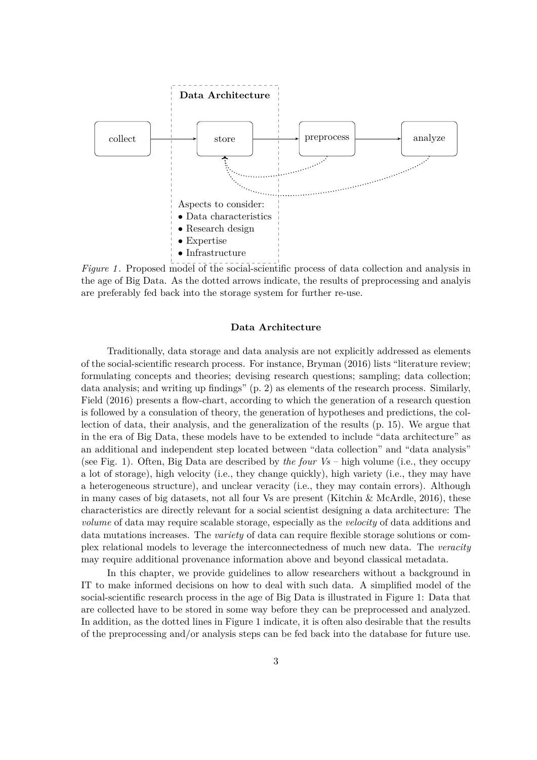*Figure 1*. Proposed model of the social-scientific process of data collection and analysis in the age of Big Data. As the dotted arrows indicate, the results of preprocessing and analyis are preferably fed back into the storage system for further re-use.

## Data Architecture

Traditionally, data storage and data analysis are not explicitly addressed as elements of the social-scientific research process. For instance, Bryman (2016) lists "literature review; formulating concepts and theories; devising research questions; sampling; data collection; data analysis; and writing up findings" (p. 2) as elements of the research process. Similarly, Field (2016) presents a flow-chart, according to which the generation of a research question is followed by a consulation of theory, the generation of hypotheses and predictions, the collection of data, their analysis, and the generalization of the results (p. 15). We argue that in the era of Big Data, these models have to be extended to include "data architecture" as an additional and independent step located between "data collection" and "data analysis" (see Fig. 1). Often, Big Data are described by *the four Vs* – high volume (i.e., they occupy a lot of storage), high velocity (i.e., they change quickly), high variety (i.e., they may have a heterogeneous structure), and unclear veracity (i.e., they may contain errors). Although in many cases of big datasets, not all four Vs are present (Kitchin & McArdle, 2016), these characteristics are directly relevant for a social scientist designing a data architecture: The *volume* of data may require scalable storage, especially as the *velocity* of data additions and data mutations increases. The *variety* of data can require flexible storage solutions or complex relational models to leverage the interconnectedness of much new data. The *veracity* may require additional provenance information above and beyond classical metadata.

In this chapter, we provide guidelines to allow researchers without a background in IT to make informed decisions on how to deal with such data. A simplified model of the social-scientific research process in the age of Big Data is illustrated in Figure 1: Data that are collected have to be stored in some way before they can be preprocessed and analyzed. In addition, as the dotted lines in Figure 1 indicate, it is often also desirable that the results of the preprocessing and/or analysis steps can be fed back into the database for future use.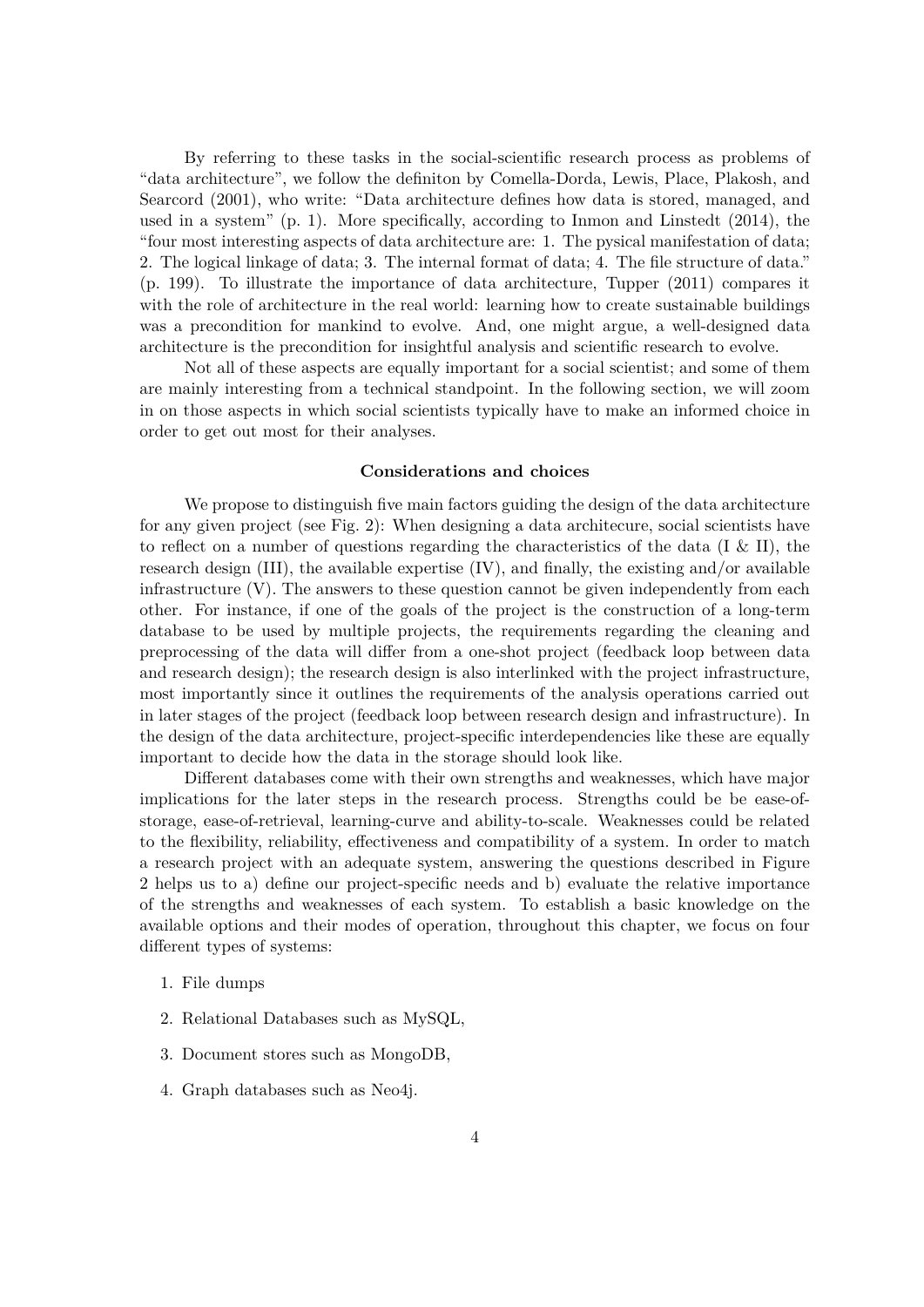By referring to these tasks in the social-scientific research process as problems of "data architecture", we follow the definiton by Comella-Dorda, Lewis, Place, Plakosh, and Searcord (2001), who write: "Data architecture defines how data is stored, managed, and used in a system" (p. 1). More specifically, according to Inmon and Linstedt (2014), the "four most interesting aspects of data architecture are: 1. The pysical manifestation of data; 2. The logical linkage of data; 3. The internal format of data; 4. The file structure of data." (p. 199). To illustrate the importance of data architecture, Tupper (2011) compares it with the role of architecture in the real world: learning how to create sustainable buildings was a precondition for mankind to evolve. And, one might argue, a well-designed data architecture is the precondition for insightful analysis and scientific research to evolve.

Not all of these aspects are equally important for a social scientist; and some of them are mainly interesting from a technical standpoint. In the following section, we will zoom in on those aspects in which social scientists typically have to make an informed choice in order to get out most for their analyses.

## Considerations and choices

We propose to distinguish five main factors guiding the design of the data architecture for any given project (see Fig. 2): When designing a data architecure, social scientists have to reflect on a number of questions regarding the characteristics of the data (I & II), the research design (III), the available expertise (IV), and finally, the existing and/or available infrastructure (V). The answers to these question cannot be given independently from each other. For instance, if one of the goals of the project is the construction of a long-term database to be used by multiple projects, the requirements regarding the cleaning and preprocessing of the data will differ from a one-shot project (feedback loop between data and research design); the research design is also interlinked with the project infrastructure, most importantly since it outlines the requirements of the analysis operations carried out in later stages of the project (feedback loop between research design and infrastructure). In the design of the data architecture, project-specific interdependencies like these are equally important to decide how the data in the storage should look like.

Different databases come with their own strengths and weaknesses, which have major implications for the later steps in the research process. Strengths could be be ease-of-storage, ease-of-retrieval, learning-curve and ability-to-scale. Weaknesses could be related to the flexibility, reliability, effectiveness and compatibility of a system. In order to match a research project with an adequate system, answering the questions described in Figure 2 helps us to a) define our project-specific needs and b) evaluate the relative importance of the strengths and weaknesses of each system. To establish a basic knowledge on the available options and their modes of operation, throughout this chapter, we focus on four different types of systems:

1. File dumps
2. Relational Databases such as MySQL,
3. Document stores such as MongoDB,
4. Graph databases such as Neo4j.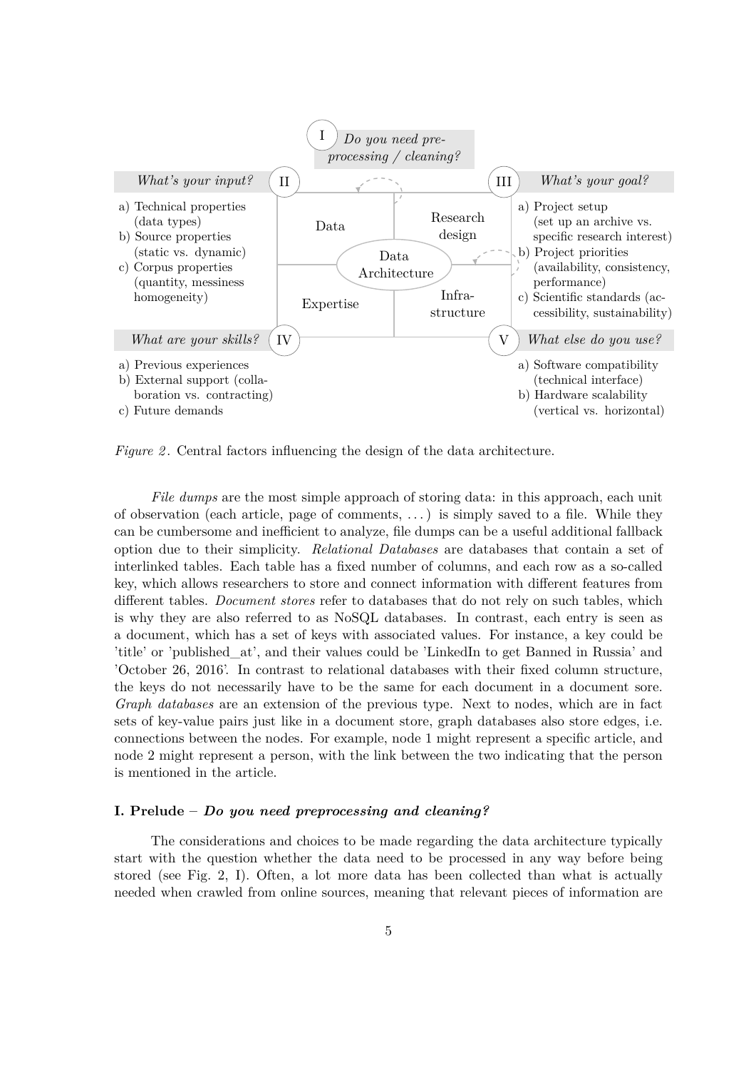I. *Do you need preprocessing / cleaning?*

II. *What's your input?*

a) Technical properties (data types)
b) Source properties (static vs. dynamic)
c) Corpus properties (quantity, messiness homogeneity)

III. *What's your goal?*

a) Project setup (set up an archive vs. specific research interest)
b) Project priorities (availability, consistency, performance)
c) Scientific standards (accessibility, sustainability)

IV. *What are your skills?*

a) Previous experiences
b) External support (collaboration vs. contracting)
c) Future demands

V. *What else do you use?*

a) Software compatibility (technical interface)
b) Hardware scalability (vertical vs. horizontal)

Data | Research design | Data Architecture | Expertise | Infrastructure

*Figure 2*. Central factors influencing the design of the data architecture.

*File dumps* are the most simple approach of storing data: in this approach, each unit of observation (each article, page of comments, ...) is simply saved to a file. While they can be cumbersome and inefficient to analyze, file dumps can be a useful additional fallback option due to their simplicity. *Relational Databases* are databases that contain a set of interlinked tables. Each table has a fixed number of columns, and each row as a so-called key, which allows researchers to store and connect information with different features from different tables. *Document stores* refer to databases that do not rely on such tables, which is why they are also referred to as NoSQL databases. In contrast, each entry is seen as a document, which has a set of keys with associated values. For instance, a key could be 'title' or 'published_at', and their values could be 'LinkedIn to get Banned in Russia' and 'October 26, 2016'. In contrast to relational databases with their fixed column structure, the keys do not necessarily have to be the same for each document in a document sore. *Graph databases* are an extension of the previous type. Next to nodes, which are in fact sets of key-value pairs just like in a document store, graph databases also store edges, i.e. connections between the nodes. For example, node 1 might represent a specific article, and node 2 might represent a person, with the link between the two indicating that the person is mentioned in the article.

### I. Prelude – *Do you need preprocessing and cleaning?*

The considerations and choices to be made regarding the data architecture typically start with the question whether the data need to be processed in any way before being stored (see Fig. 2, I). Often, a lot more data has been collected than what is actually needed when crawled from online sources, meaning that relevant pieces of information are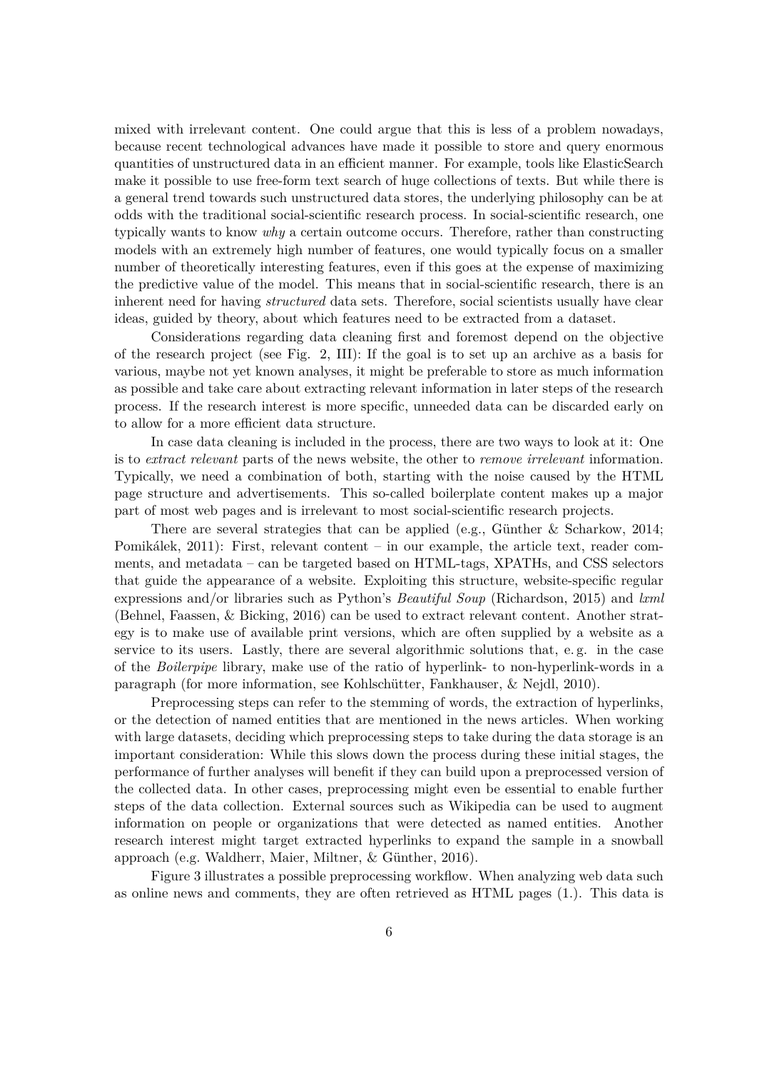mixed with irrelevant content. One could argue that this is less of a problem nowadays, because recent technological advances have made it possible to store and query enormous quantities of unstructured data in an efficient manner. For example, tools like ElasticSearch make it possible to use free-form text search of huge collections of texts. But while there is a general trend towards such unstructured data stores, the underlying philosophy can be at odds with the traditional social-scientific research process. In social-scientific research, one typically wants to know *why* a certain outcome occurs. Therefore, rather than constructing models with an extremely high number of features, one would typically focus on a smaller number of theoretically interesting features, even if this goes at the expense of maximizing the predictive value of the model. This means that in social-scientific research, there is an inherent need for having *structured* data sets. Therefore, social scientists usually have clear ideas, guided by theory, about which features need to be extracted from a dataset.

Considerations regarding data cleaning first and foremost depend on the objective of the research project (see Fig. 2, III): If the goal is to set up an archive as a basis for various, maybe not yet known analyses, it might be preferable to store as much information as possible and take care about extracting relevant information in later steps of the research process. If the research interest is more specific, unneeded data can be discarded early on to allow for a more efficient data structure.

In case data cleaning is included in the process, there are two ways to look at it: One is to *extract relevant* parts of the news website, the other to *remove irrelevant* information. Typically, we need a combination of both, starting with the noise caused by the HTML page structure and advertisements. This so-called boilerplate content makes up a major part of most web pages and is irrelevant to most social-scientific research projects.

There are several strategies that can be applied (e.g., Günther & Scharkow, 2014; Pomikálek, 2011): First, relevant content – in our example, the article text, reader comments, and metadata – can be targeted based on HTML-tags, XPATHs, and CSS selectors that guide the appearance of a website. Exploiting this structure, website-specific regular expressions and/or libraries such as Python's *Beautiful Soup* (Richardson, 2015) and *lxml* (Behnel, Faassen, & Bicking, 2016) can be used to extract relevant content. Another strategy is to make use of available print versions, which are often supplied by a website as a service to its users. Lastly, there are several algorithmic solutions that, e. g. in the case of the *Boilerpipe* library, make use of the ratio of hyperlink- to non-hyperlink-words in a paragraph (for more information, see Kohlschütter, Fankhauser, & Nejdl, 2010).

Preprocessing steps can refer to the stemming of words, the extraction of hyperlinks, or the detection of named entities that are mentioned in the news articles. When working with large datasets, deciding which preprocessing steps to take during the data storage is an important consideration: While this slows down the process during these initial stages, the performance of further analyses will benefit if they can build upon a preprocessed version of the collected data. In other cases, preprocessing might even be essential to enable further steps of the data collection. External sources such as Wikipedia can be used to augment information on people or organizations that were detected as named entities. Another research interest might target extracted hyperlinks to expand the sample in a snowball approach (e.g. Waldherr, Maier, Miltner, & Günther, 2016).

Figure 3 illustrates a possible preprocessing workflow. When analyzing web data such as online news and comments, they are often retrieved as HTML pages (1.). This data is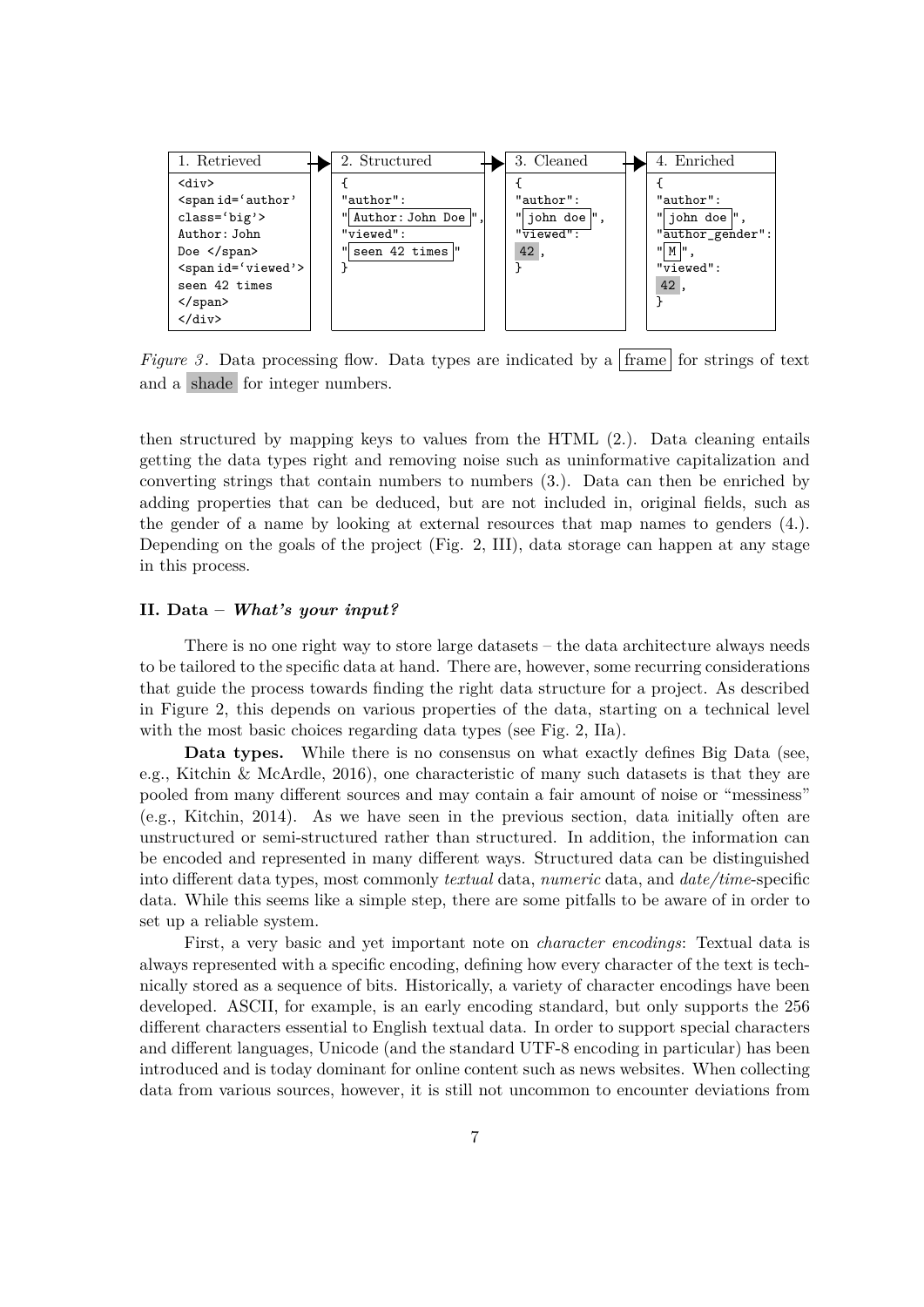| 1. Retrieved | 2. Structured | 3. Cleaned | 4. Enriched |
|---|---|---|---|
| `<div>` `<span id='author' class='big'>` `Author: John Doe </span>` `<span id='viewed'>` `seen 42 times` `</span>` `</div>` | `{` `"author":` `"Author: John Doe",` `"viewed":` `"seen 42 times"` `}` | `{` `"author":` `"john doe",` `"viewed":` `42,` `}` | `{` `"author":` `"john doe",` `"author_gender":` `"M",` `"viewed":` `42,` `}` |

*Figure 3*. Data processing flow. Data types are indicated by a frame for strings of text and a shade for integer numbers.

then structured by mapping keys to values from the HTML (2.). Data cleaning entails getting the data types right and removing noise such as uninformative capitalization and converting strings that contain numbers to numbers (3.). Data can then be enriched by adding properties that can be deduced, but are not included in, original fields, such as the gender of a name by looking at external resources that map names to genders (4.). Depending on the goals of the project (Fig. 2, III), data storage can happen at any stage in this process.

### II. Data – *What's your input?*

There is no one right way to store large datasets – the data architecture always needs to be tailored to the specific data at hand. There are, however, some recurring considerations that guide the process towards finding the right data structure for a project. As described in Figure 2, this depends on various properties of the data, starting on a technical level with the most basic choices regarding data types (see Fig. 2, IIa).

**Data types.** While there is no consensus on what exactly defines Big Data (see, e.g., Kitchin & McArdle, 2016), one characteristic of many such datasets is that they are pooled from many different sources and may contain a fair amount of noise or "messiness" (e.g., Kitchin, 2014). As we have seen in the previous section, data initially often are unstructured or semi-structured rather than structured. In addition, the information can be encoded and represented in many different ways. Structured data can be distinguished into different data types, most commonly *textual* data, *numeric* data, and *date/time*-specific data. While this seems like a simple step, there are some pitfalls to be aware of in order to set up a reliable system.

First, a very basic and yet important note on *character encodings*: Textual data is always represented with a specific encoding, defining how every character of the text is technically stored as a sequence of bits. Historically, a variety of character encodings have been developed. ASCII, for example, is an early encoding standard, but only supports the 256 different characters essential to English textual data. In order to support special characters and different languages, Unicode (and the standard UTF-8 encoding in particular) has been introduced and is today dominant for online content such as news websites. When collecting data from various sources, however, it is still not uncommon to encounter deviations from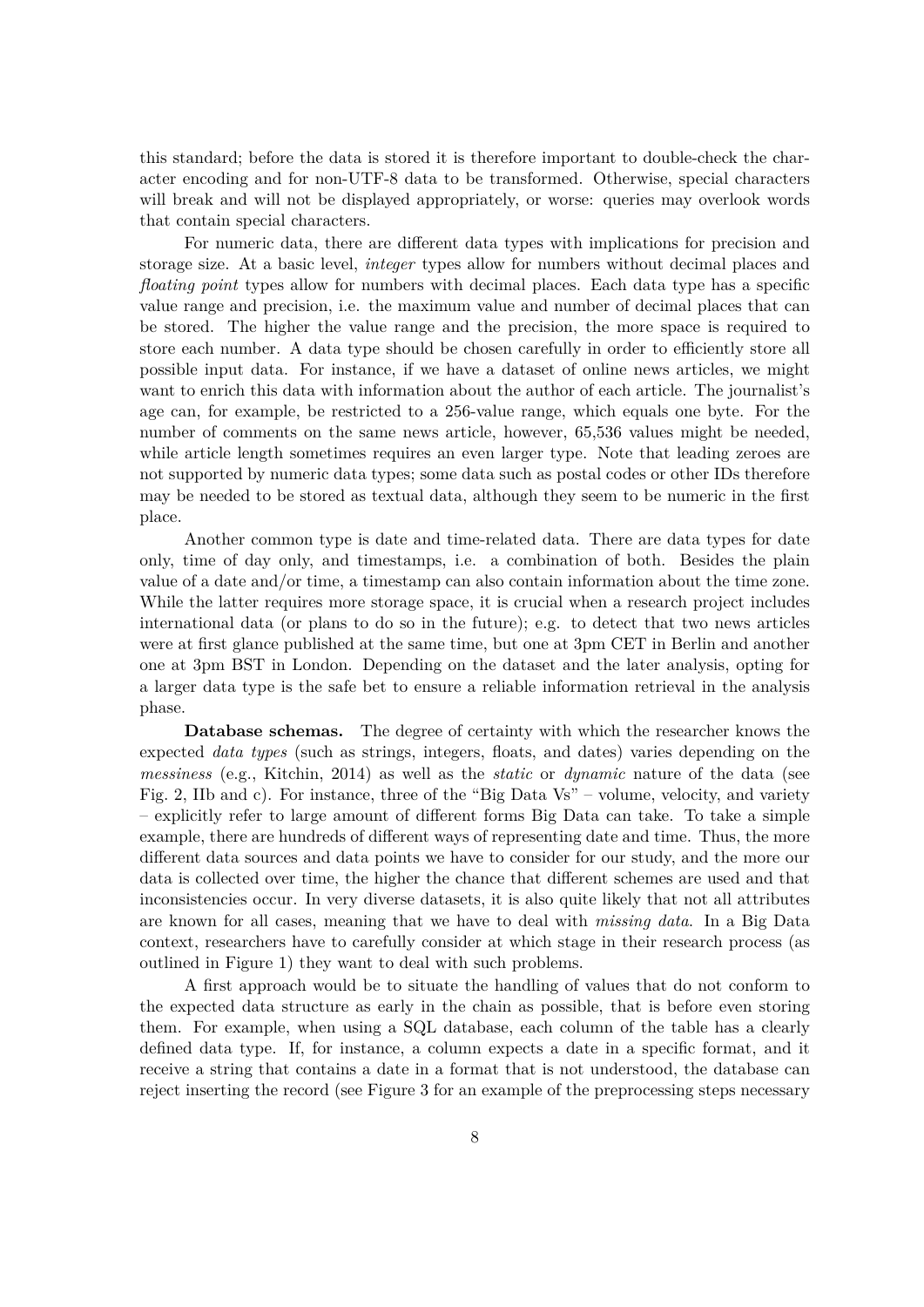this standard; before the data is stored it is therefore important to double-check the character encoding and for non-UTF-8 data to be transformed. Otherwise, special characters will break and will not be displayed appropriately, or worse: queries may overlook words that contain special characters.

For numeric data, there are different data types with implications for precision and storage size. At a basic level, *integer* types allow for numbers without decimal places and *floating point* types allow for numbers with decimal places. Each data type has a specific value range and precision, i.e. the maximum value and number of decimal places that can be stored. The higher the value range and the precision, the more space is required to store each number. A data type should be chosen carefully in order to efficiently store all possible input data. For instance, if we have a dataset of online news articles, we might want to enrich this data with information about the author of each article. The journalist's age can, for example, be restricted to a 256-value range, which equals one byte. For the number of comments on the same news article, however, 65,536 values might be needed, while article length sometimes requires an even larger type. Note that leading zeroes are not supported by numeric data types; some data such as postal codes or other IDs therefore may be needed to be stored as textual data, although they seem to be numeric in the first place.

Another common type is date and time-related data. There are data types for date only, time of day only, and timestamps, i.e. a combination of both. Besides the plain value of a date and/or time, a timestamp can also contain information about the time zone. While the latter requires more storage space, it is crucial when a research project includes international data (or plans to do so in the future); e.g. to detect that two news articles were at first glance published at the same time, but one at 3pm CET in Berlin and another one at 3pm BST in London. Depending on the dataset and the later analysis, opting for a larger data type is the safe bet to ensure a reliable information retrieval in the analysis phase.

**Database schemas.** The degree of certainty with which the researcher knows the expected *data types* (such as strings, integers, floats, and dates) varies depending on the *messiness* (e.g., Kitchin, 2014) as well as the *static* or *dynamic* nature of the data (see Fig. 2, IIb and c). For instance, three of the "Big Data Vs" – volume, velocity, and variety – explicitly refer to large amount of different forms Big Data can take. To take a simple example, there are hundreds of different ways of representing date and time. Thus, the more different data sources and data points we have to consider for our study, and the more our data is collected over time, the higher the chance that different schemes are used and that inconsistencies occur. In very diverse datasets, it is also quite likely that not all attributes are known for all cases, meaning that we have to deal with *missing data*. In a Big Data context, researchers have to carefully consider at which stage in their research process (as outlined in Figure 1) they want to deal with such problems.

A first approach would be to situate the handling of values that do not conform to the expected data structure as early in the chain as possible, that is before even storing them. For example, when using a SQL database, each column of the table has a clearly defined data type. If, for instance, a column expects a date in a specific format, and it receive a string that contains a date in a format that is not understood, the database can reject inserting the record (see Figure 3 for an example of the preprocessing steps necessary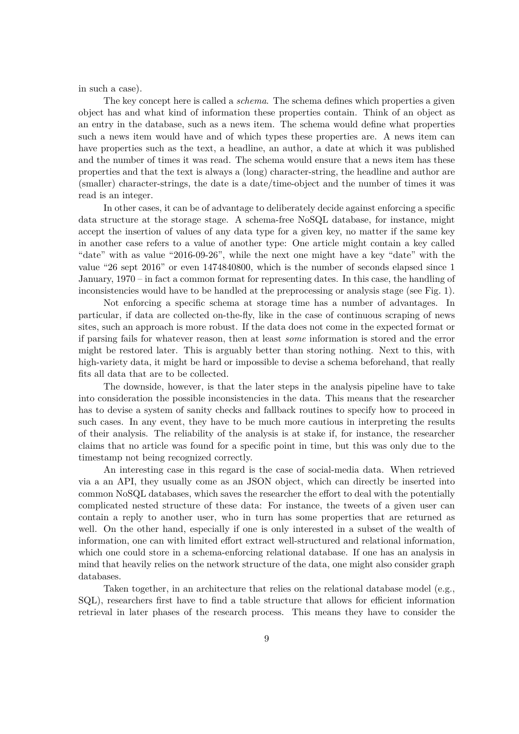in such a case).

The key concept here is called a *schema*. The schema defines which properties a given object has and what kind of information these properties contain. Think of an object as an entry in the database, such as a news item. The schema would define what properties such a news item would have and of which types these properties are. A news item can have properties such as the text, a headline, an author, a date at which it was published and the number of times it was read. The schema would ensure that a news item has these properties and that the text is always a (long) character-string, the headline and author are (smaller) character-strings, the date is a date/time-object and the number of times it was read is an integer.

In other cases, it can be of advantage to deliberately decide against enforcing a specific data structure at the storage stage. A schema-free NoSQL database, for instance, might accept the insertion of values of any data type for a given key, no matter if the same key in another case refers to a value of another type: One article might contain a key called "date" with as value "2016-09-26", while the next one might have a key "date" with the value "26 sept 2016" or even 1474840800, which is the number of seconds elapsed since 1 January, 1970 – in fact a common format for representing dates. In this case, the handling of inconsistencies would have to be handled at the preprocessing or analysis stage (see Fig. 1).

Not enforcing a specific schema at storage time has a number of advantages. In particular, if data are collected on-the-fly, like in the case of continuous scraping of news sites, such an approach is more robust. If the data does not come in the expected format or if parsing fails for whatever reason, then at least *some* information is stored and the error might be restored later. This is arguably better than storing nothing. Next to this, with high-variety data, it might be hard or impossible to devise a schema beforehand, that really fits all data that are to be collected.

The downside, however, is that the later steps in the analysis pipeline have to take into consideration the possible inconsistencies in the data. This means that the researcher has to devise a system of sanity checks and fallback routines to specify how to proceed in such cases. In any event, they have to be much more cautious in interpreting the results of their analysis. The reliability of the analysis is at stake if, for instance, the researcher claims that no article was found for a specific point in time, but this was only due to the timestamp not being recognized correctly.

An interesting case in this regard is the case of social-media data. When retrieved via a an API, they usually come as an JSON object, which can directly be inserted into common NoSQL databases, which saves the researcher the effort to deal with the potentially complicated nested structure of these data: For instance, the tweets of a given user can contain a reply to another user, who in turn has some properties that are returned as well. On the other hand, especially if one is only interested in a subset of the wealth of information, one can with limited effort extract well-structured and relational information, which one could store in a schema-enforcing relational database. If one has an analysis in mind that heavily relies on the network structure of the data, one might also consider graph databases.

Taken together, in an architecture that relies on the relational database model (e.g., SQL), researchers first have to find a table structure that allows for efficient information retrieval in later phases of the research process. This means they have to consider the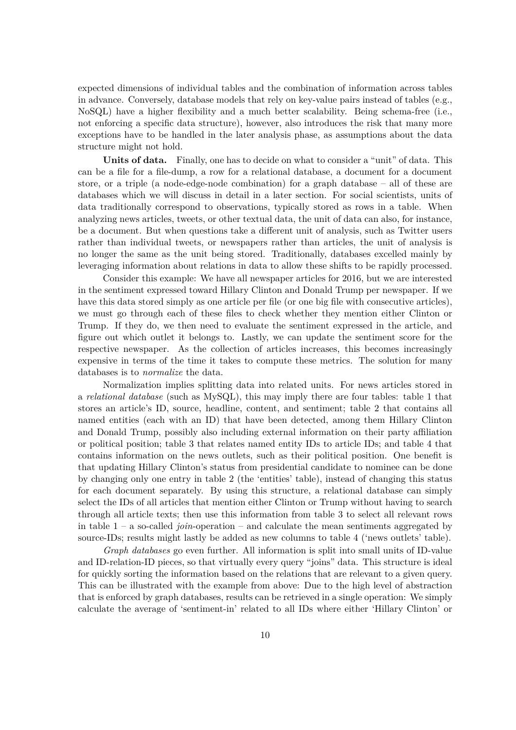expected dimensions of individual tables and the combination of information across tables in advance. Conversely, database models that rely on key-value pairs instead of tables (e.g., NoSQL) have a higher flexibility and a much better scalability. Being schema-free (i.e., not enforcing a specific data structure), however, also introduces the risk that many more exceptions have to be handled in the later analysis phase, as assumptions about the data structure might not hold.

**Units of data.** Finally, one has to decide on what to consider a "unit" of data. This can be a file for a file-dump, a row for a relational database, a document for a document store, or a triple (a node-edge-node combination) for a graph database – all of these are databases which we will discuss in detail in a later section. For social scientists, units of data traditionally correspond to observations, typically stored as rows in a table. When analyzing news articles, tweets, or other textual data, the unit of data can also, for instance, be a document. But when questions take a different unit of analysis, such as Twitter users rather than individual tweets, or newspapers rather than articles, the unit of analysis is no longer the same as the unit being stored. Traditionally, databases excelled mainly by leveraging information about relations in data to allow these shifts to be rapidly processed.

Consider this example: We have all newspaper articles for 2016, but we are interested in the sentiment expressed toward Hillary Clinton and Donald Trump per newspaper. If we have this data stored simply as one article per file (or one big file with consecutive articles), we must go through each of these files to check whether they mention either Clinton or Trump. If they do, we then need to evaluate the sentiment expressed in the article, and figure out which outlet it belongs to. Lastly, we can update the sentiment score for the respective newspaper. As the collection of articles increases, this becomes increasingly expensive in terms of the time it takes to compute these metrics. The solution for many databases is to *normalize* the data.

Normalization implies splitting data into related units. For news articles stored in a *relational database* (such as MySQL), this may imply there are four tables: table 1 that stores an article's ID, source, headline, content, and sentiment; table 2 that contains all named entities (each with an ID) that have been detected, among them Hillary Clinton and Donald Trump, possibly also including external information on their party affiliation or political position; table 3 that relates named entity IDs to article IDs; and table 4 that contains information on the news outlets, such as their political position. One benefit is that updating Hillary Clinton's status from presidential candidate to nominee can be done by changing only one entry in table 2 (the 'entities' table), instead of changing this status for each document separately. By using this structure, a relational database can simply select the IDs of all articles that mention either Clinton or Trump without having to search through all article texts; then use this information from table 3 to select all relevant rows in table 1 – a so-called *join*-operation – and calculate the mean sentiments aggregated by source-IDs; results might lastly be added as new columns to table 4 ('news outlets' table).

*Graph databases* go even further. All information is split into small units of ID-value and ID-relation-ID pieces, so that virtually every query "joins" data. This structure is ideal for quickly sorting the information based on the relations that are relevant to a given query. This can be illustrated with the example from above: Due to the high level of abstraction that is enforced by graph databases, results can be retrieved in a single operation: We simply calculate the average of 'sentiment-in' related to all IDs where either 'Hillary Clinton' or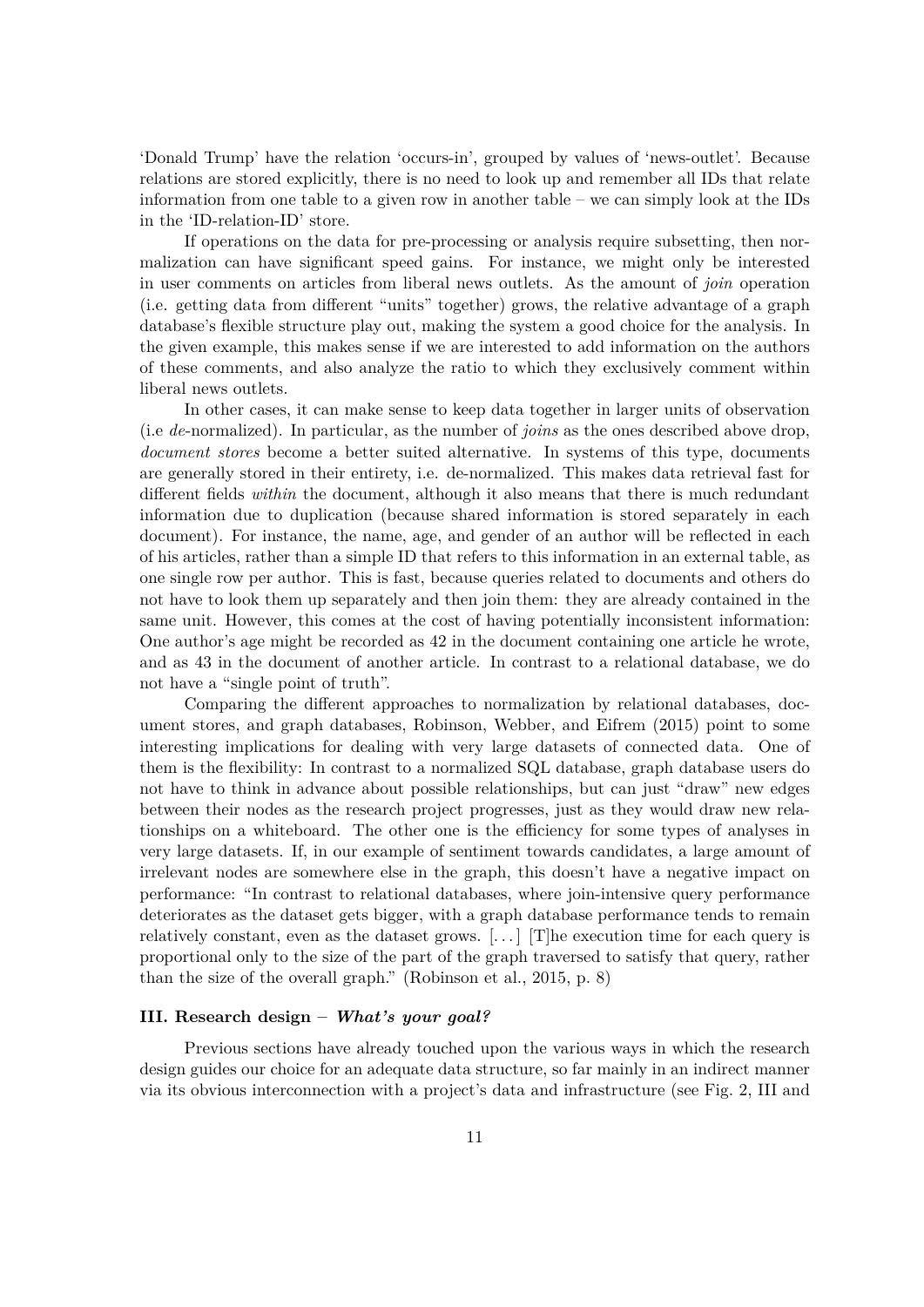'Donald Trump' have the relation 'occurs-in', grouped by values of 'news-outlet'. Because relations are stored explicitly, there is no need to look up and remember all IDs that relate information from one table to a given row in another table – we can simply look at the IDs in the 'ID-relation-ID' store.

If operations on the data for pre-processing or analysis require subsetting, then normalization can have significant speed gains. For instance, we might only be interested in user comments on articles from liberal news outlets. As the amount of *join* operation (i.e. getting data from different "units" together) grows, the relative advantage of a graph database's flexible structure play out, making the system a good choice for the analysis. In the given example, this makes sense if we are interested to add information on the authors of these comments, and also analyze the ratio to which they exclusively comment within liberal news outlets.

In other cases, it can make sense to keep data together in larger units of observation (i.e *de*-normalized). In particular, as the number of *joins* as the ones described above drop, *document stores* become a better suited alternative. In systems of this type, documents are generally stored in their entirety, i.e. de-normalized. This makes data retrieval fast for different fields *within* the document, although it also means that there is much redundant information due to duplication (because shared information is stored separately in each document). For instance, the name, age, and gender of an author will be reflected in each of his articles, rather than a simple ID that refers to this information in an external table, as one single row per author. This is fast, because queries related to documents and others do not have to look them up separately and then join them: they are already contained in the same unit. However, this comes at the cost of having potentially inconsistent information: One author's age might be recorded as 42 in the document containing one article he wrote, and as 43 in the document of another article. In contrast to a relational database, we do not have a "single point of truth".

Comparing the different approaches to normalization by relational databases, document stores, and graph databases, Robinson, Webber, and Eifrem (2015) point to some interesting implications for dealing with very large datasets of connected data. One of them is the flexibility: In contrast to a normalized SQL database, graph database users do not have to think in advance about possible relationships, but can just "draw" new edges between their nodes as the research project progresses, just as they would draw new relationships on a whiteboard. The other one is the efficiency for some types of analyses in very large datasets. If, in our example of sentiment towards candidates, a large amount of irrelevant nodes are somewhere else in the graph, this doesn't have a negative impact on performance: "In contrast to relational databases, where join-intensive query performance deteriorates as the dataset gets bigger, with a graph database performance tends to remain relatively constant, even as the dataset grows. [...] [T]he execution time for each query is proportional only to the size of the part of the graph traversed to satisfy that query, rather than the size of the overall graph." (Robinson et al., 2015, p. 8)

### III. Research design – *What's your goal?*

Previous sections have already touched upon the various ways in which the research design guides our choice for an adequate data structure, so far mainly in an indirect manner via its obvious interconnection with a project's data and infrastructure (see Fig. 2, III and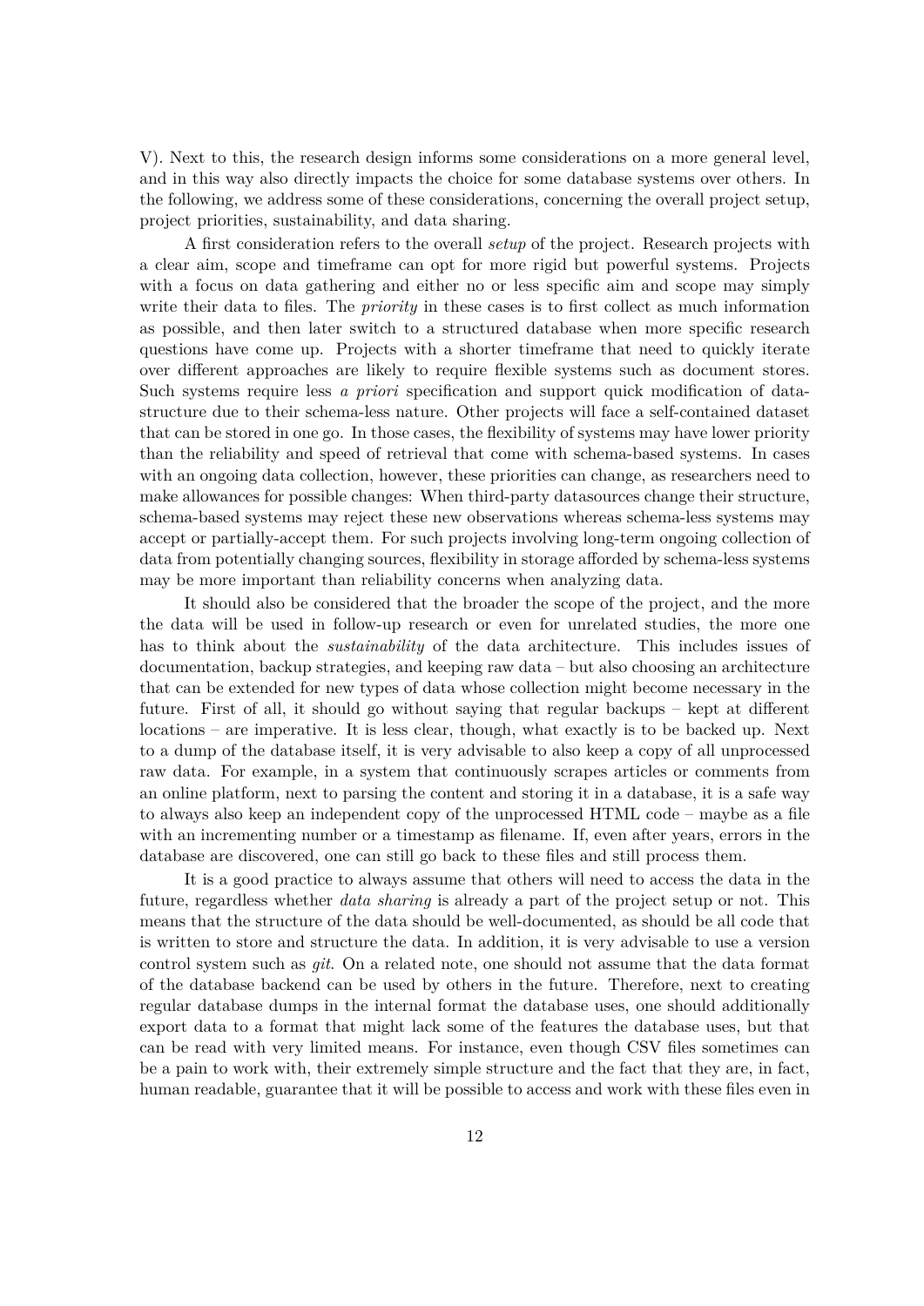V). Next to this, the research design informs some considerations on a more general level, and in this way also directly impacts the choice for some database systems over others. In the following, we address some of these considerations, concerning the overall project setup, project priorities, sustainability, and data sharing.

A first consideration refers to the overall *setup* of the project. Research projects with a clear aim, scope and timeframe can opt for more rigid but powerful systems. Projects with a focus on data gathering and either no or less specific aim and scope may simply write their data to files. The *priority* in these cases is to first collect as much information as possible, and then later switch to a structured database when more specific research questions have come up. Projects with a shorter timeframe that need to quickly iterate over different approaches are likely to require flexible systems such as document stores. Such systems require less *a priori* specification and support quick modification of data-structure due to their schema-less nature. Other projects will face a self-contained dataset that can be stored in one go. In those cases, the flexibility of systems may have lower priority than the reliability and speed of retrieval that come with schema-based systems. In cases with an ongoing data collection, however, these priorities can change, as researchers need to make allowances for possible changes: When third-party datasources change their structure, schema-based systems may reject these new observations whereas schema-less systems may accept or partially-accept them. For such projects involving long-term ongoing collection of data from potentially changing sources, flexibility in storage afforded by schema-less systems may be more important than reliability concerns when analyzing data.

It should also be considered that the broader the scope of the project, and the more the data will be used in follow-up research or even for unrelated studies, the more one has to think about the *sustainability* of the data architecture. This includes issues of documentation, backup strategies, and keeping raw data – but also choosing an architecture that can be extended for new types of data whose collection might become necessary in the future. First of all, it should go without saying that regular backups – kept at different locations – are imperative. It is less clear, though, what exactly is to be backed up. Next to a dump of the database itself, it is very advisable to also keep a copy of all unprocessed raw data. For example, in a system that continuously scrapes articles or comments from an online platform, next to parsing the content and storing it in a database, it is a safe way to always also keep an independent copy of the unprocessed HTML code – maybe as a file with an incrementing number or a timestamp as filename. If, even after years, errors in the database are discovered, one can still go back to these files and still process them.

It is a good practice to always assume that others will need to access the data in the future, regardless whether *data sharing* is already a part of the project setup or not. This means that the structure of the data should be well-documented, as should be all code that is written to store and structure the data. In addition, it is very advisable to use a version control system such as *git*. On a related note, one should not assume that the data format of the database backend can be used by others in the future. Therefore, next to creating regular database dumps in the internal format the database uses, one should additionally export data to a format that might lack some of the features the database uses, but that can be read with very limited means. For instance, even though CSV files sometimes can be a pain to work with, their extremely simple structure and the fact that they are, in fact, human readable, guarantee that it will be possible to access and work with these files even in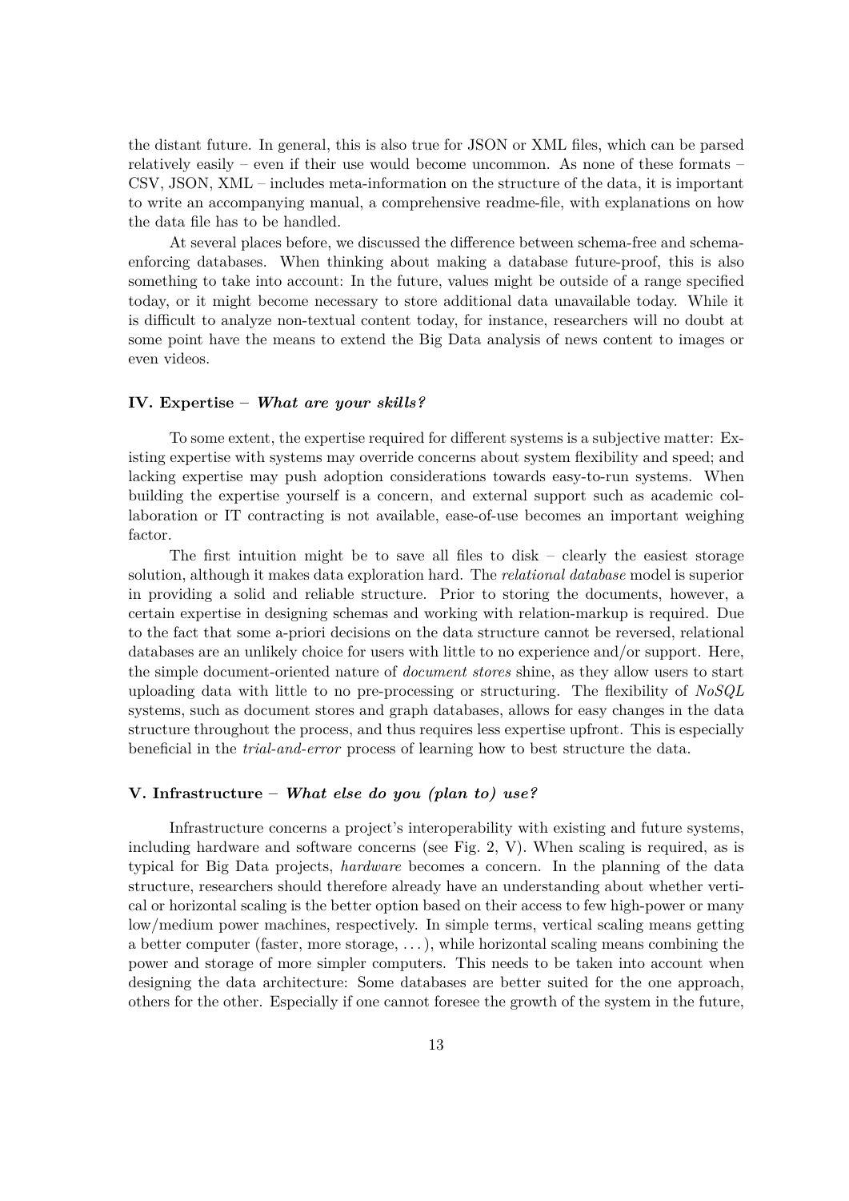the distant future. In general, this is also true for JSON or XML files, which can be parsed relatively easily – even if their use would become uncommon. As none of these formats – CSV, JSON, XML – includes meta-information on the structure of the data, it is important to write an accompanying manual, a comprehensive readme-file, with explanations on how the data file has to be handled.

At several places before, we discussed the difference between schema-free and schema-enforcing databases. When thinking about making a database future-proof, this is also something to take into account: In the future, values might be outside of a range specified today, or it might become necessary to store additional data unavailable today. While it is difficult to analyze non-textual content today, for instance, researchers will no doubt at some point have the means to extend the Big Data analysis of news content to images or even videos.

### IV. Expertise – *What are your skills?*

To some extent, the expertise required for different systems is a subjective matter: Existing expertise with systems may override concerns about system flexibility and speed; and lacking expertise may push adoption considerations towards easy-to-run systems. When building the expertise yourself is a concern, and external support such as academic collaboration or IT contracting is not available, ease-of-use becomes an important weighing factor.

The first intuition might be to save all files to disk – clearly the easiest storage solution, although it makes data exploration hard. The *relational database* model is superior in providing a solid and reliable structure. Prior to storing the documents, however, a certain expertise in designing schemas and working with relation-markup is required. Due to the fact that some a-priori decisions on the data structure cannot be reversed, relational databases are an unlikely choice for users with little to no experience and/or support. Here, the simple document-oriented nature of *document stores* shine, as they allow users to start uploading data with little to no pre-processing or structuring. The flexibility of *NoSQL* systems, such as document stores and graph databases, allows for easy changes in the data structure throughout the process, and thus requires less expertise upfront. This is especially beneficial in the *trial-and-error* process of learning how to best structure the data.

### V. Infrastructure – *What else do you (plan to) use?*

Infrastructure concerns a project's interoperability with existing and future systems, including hardware and software concerns (see Fig. 2, V). When scaling is required, as is typical for Big Data projects, *hardware* becomes a concern. In the planning of the data structure, researchers should therefore already have an understanding about whether vertical or horizontal scaling is the better option based on their access to few high-power or many low/medium power machines, respectively. In simple terms, vertical scaling means getting a better computer (faster, more storage, ...), while horizontal scaling means combining the power and storage of more simpler computers. This needs to be taken into account when designing the data architecture: Some databases are better suited for the one approach, others for the other. Especially if one cannot foresee the growth of the system in the future,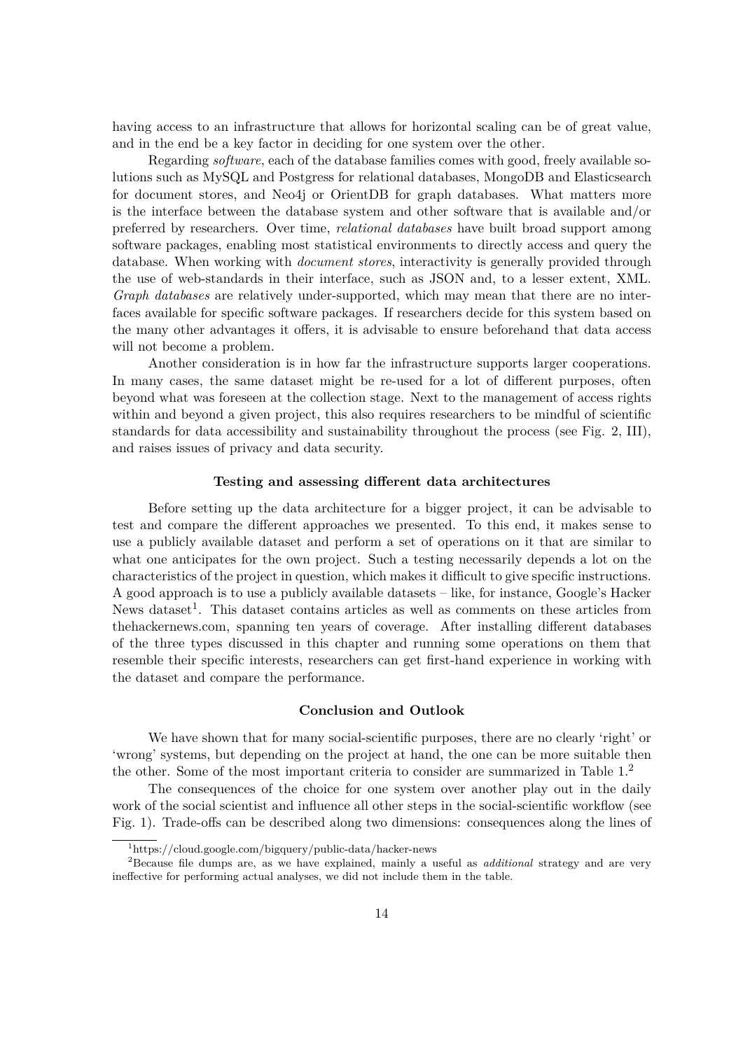having access to an infrastructure that allows for horizontal scaling can be of great value, and in the end be a key factor in deciding for one system over the other.

Regarding *software*, each of the database families comes with good, freely available solutions such as MySQL and Postgress for relational databases, MongoDB and Elasticsearch for document stores, and Neo4j or OrientDB for graph databases. What matters more is the interface between the database system and other software that is available and/or preferred by researchers. Over time, *relational databases* have built broad support among software packages, enabling most statistical environments to directly access and query the database. When working with *document stores*, interactivity is generally provided through the use of web-standards in their interface, such as JSON and, to a lesser extent, XML. *Graph databases* are relatively under-supported, which may mean that there are no interfaces available for specific software packages. If researchers decide for this system based on the many other advantages it offers, it is advisable to ensure beforehand that data access will not become a problem.

Another consideration is in how far the infrastructure supports larger cooperations. In many cases, the same dataset might be re-used for a lot of different purposes, often beyond what was foreseen at the collection stage. Next to the management of access rights within and beyond a given project, this also requires researchers to be mindful of scientific standards for data accessibility and sustainability throughout the process (see Fig. 2, III), and raises issues of privacy and data security.

### Testing and assessing different data architectures

Before setting up the data architecture for a bigger project, it can be advisable to test and compare the different approaches we presented. To this end, it makes sense to use a publicly available dataset and perform a set of operations on it that are similar to what one anticipates for the own project. Such a testing necessarily depends a lot on the characteristics of the project in question, which makes it difficult to give specific instructions. A good approach is to use a publicly available datasets – like, for instance, Google's Hacker News dataset[1]. This dataset contains articles as well as comments on these articles from thehackernews.com, spanning ten years of coverage. After installing different databases of the three types discussed in this chapter and running some operations on them that resemble their specific interests, researchers can get first-hand experience in working with the dataset and compare the performance.

### Conclusion and Outlook

We have shown that for many social-scientific purposes, there are no clearly 'right' or 'wrong' systems, but depending on the project at hand, the one can be more suitable then the other. Some of the most important criteria to consider are summarized in Table 1.[2]

The consequences of the choice for one system over another play out in the daily work of the social scientist and influence all other steps in the social-scientific workflow (see Fig. 1). Trade-offs can be described along two dimensions: consequences along the lines of

[1] https://cloud.google.com/bigquery/public-data/hacker-news

[2] Because file dumps are, as we have explained, mainly a useful as *additional* strategy and are very ineffective for performing actual analyses, we did not include them in the table.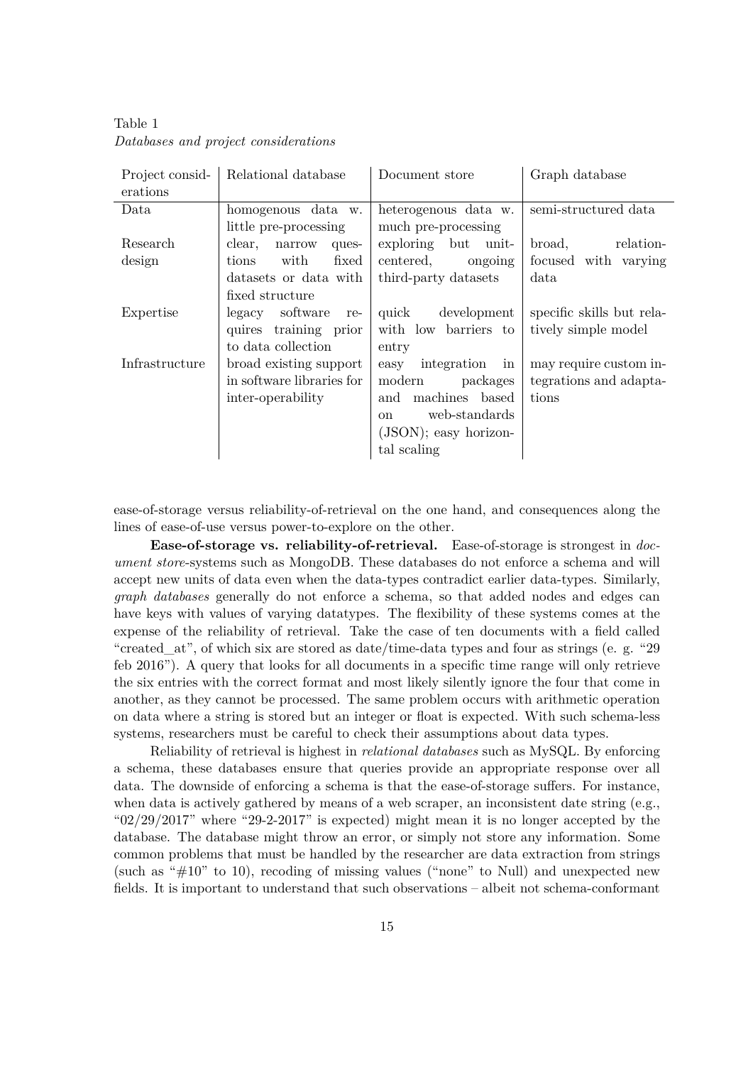Table 1
*Databases and project considerations*

| Project considerations | Relational database | Document store | Graph database |
|---|---|---|---|
| Data | homogenous data w. little pre-processing | heterogenous data w. much pre-processing | semi-structured data |
| Research design | clear, narrow questions with fixed datasets or data with fixed structure | exploring but unit-centered, ongoing third-party datasets | broad, relation-focused with varying data |
| Expertise | legacy software requires training prior to data collection | quick development with low barriers to entry | specific skills but relatively simple model |
| Infrastructure | broad existing support in software libraries for inter-operability | easy integration in modern packages and machines based on web-standards (JSON); easy horizontal scaling | may require custom integrations and adaptations |

ease-of-storage versus reliability-of-retrieval on the one hand, and consequences along the lines of ease-of-use versus power-to-explore on the other.

**Ease-of-storage vs. reliability-of-retrieval.** Ease-of-storage is strongest in *document store*-systems such as MongoDB. These databases do not enforce a schema and will accept new units of data even when the data-types contradict earlier data-types. Similarly, *graph databases* generally do not enforce a schema, so that added nodes and edges can have keys with values of varying datatypes. The flexibility of these systems comes at the expense of the reliability of retrieval. Take the case of ten documents with a field called "created_at", of which six are stored as date/time-data types and four as strings (e. g. "29 feb 2016"). A query that looks for all documents in a specific time range will only retrieve the six entries with the correct format and most likely silently ignore the four that come in another, as they cannot be processed. The same problem occurs with arithmetic operation on data where a string is stored but an integer or float is expected. With such schema-less systems, researchers must be careful to check their assumptions about data types.

Reliability of retrieval is highest in *relational databases* such as MySQL. By enforcing a schema, these databases ensure that queries provide an appropriate response over all data. The downside of enforcing a schema is that the ease-of-storage suffers. For instance, when data is actively gathered by means of a web scraper, an inconsistent date string (e.g., "02/29/2017" where "29-2-2017" is expected) might mean it is no longer accepted by the database. The database might throw an error, or simply not store any information. Some common problems that must be handled by the researcher are data extraction from strings (such as "#10" to 10), recoding of missing values ("none" to Null) and unexpected new fields. It is important to understand that such observations – albeit not schema-conformant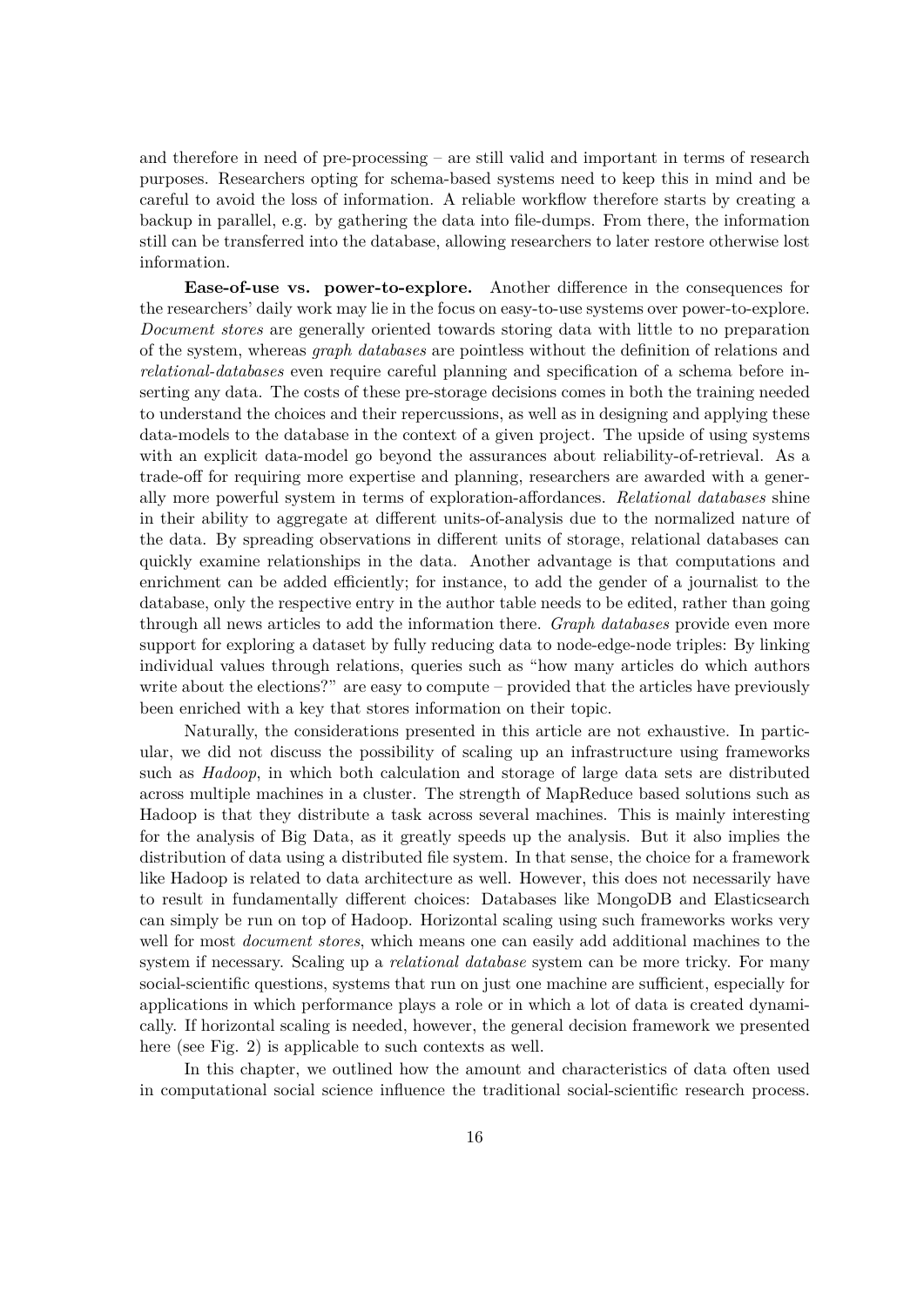and therefore in need of pre-processing – are still valid and important in terms of research purposes. Researchers opting for schema-based systems need to keep this in mind and be careful to avoid the loss of information. A reliable workflow therefore starts by creating a backup in parallel, e.g. by gathering the data into file-dumps. From there, the information still can be transferred into the database, allowing researchers to later restore otherwise lost information.

**Ease-of-use vs. power-to-explore.** Another difference in the consequences for the researchers' daily work may lie in the focus on easy-to-use systems over power-to-explore. *Document stores* are generally oriented towards storing data with little to no preparation of the system, whereas *graph databases* are pointless without the definition of relations and *relational-databases* even require careful planning and specification of a schema before inserting any data. The costs of these pre-storage decisions comes in both the training needed to understand the choices and their repercussions, as well as in designing and applying these data-models to the database in the context of a given project. The upside of using systems with an explicit data-model go beyond the assurances about reliability-of-retrieval. As a trade-off for requiring more expertise and planning, researchers are awarded with a generally more powerful system in terms of exploration-affordances. *Relational databases* shine in their ability to aggregate at different units-of-analysis due to the normalized nature of the data. By spreading observations in different units of storage, relational databases can quickly examine relationships in the data. Another advantage is that computations and enrichment can be added efficiently; for instance, to add the gender of a journalist to the database, only the respective entry in the author table needs to be edited, rather than going through all news articles to add the information there. *Graph databases* provide even more support for exploring a dataset by fully reducing data to node-edge-node triples: By linking individual values through relations, queries such as "how many articles do which authors write about the elections?" are easy to compute – provided that the articles have previously been enriched with a key that stores information on their topic.

Naturally, the considerations presented in this article are not exhaustive. In particular, we did not discuss the possibility of scaling up an infrastructure using frameworks such as *Hadoop*, in which both calculation and storage of large data sets are distributed across multiple machines in a cluster. The strength of MapReduce based solutions such as Hadoop is that they distribute a task across several machines. This is mainly interesting for the analysis of Big Data, as it greatly speeds up the analysis. But it also implies the distribution of data using a distributed file system. In that sense, the choice for a framework like Hadoop is related to data architecture as well. However, this does not necessarily have to result in fundamentally different choices: Databases like MongoDB and Elasticsearch can simply be run on top of Hadoop. Horizontal scaling using such frameworks works very well for most *document stores*, which means one can easily add additional machines to the system if necessary. Scaling up a *relational database* system can be more tricky. For many social-scientific questions, systems that run on just one machine are sufficient, especially for applications in which performance plays a role or in which a lot of data is created dynamically. If horizontal scaling is needed, however, the general decision framework we presented here (see Fig. 2) is applicable to such contexts as well.

In this chapter, we outlined how the amount and characteristics of data often used in computational social science influence the traditional social-scientific research process.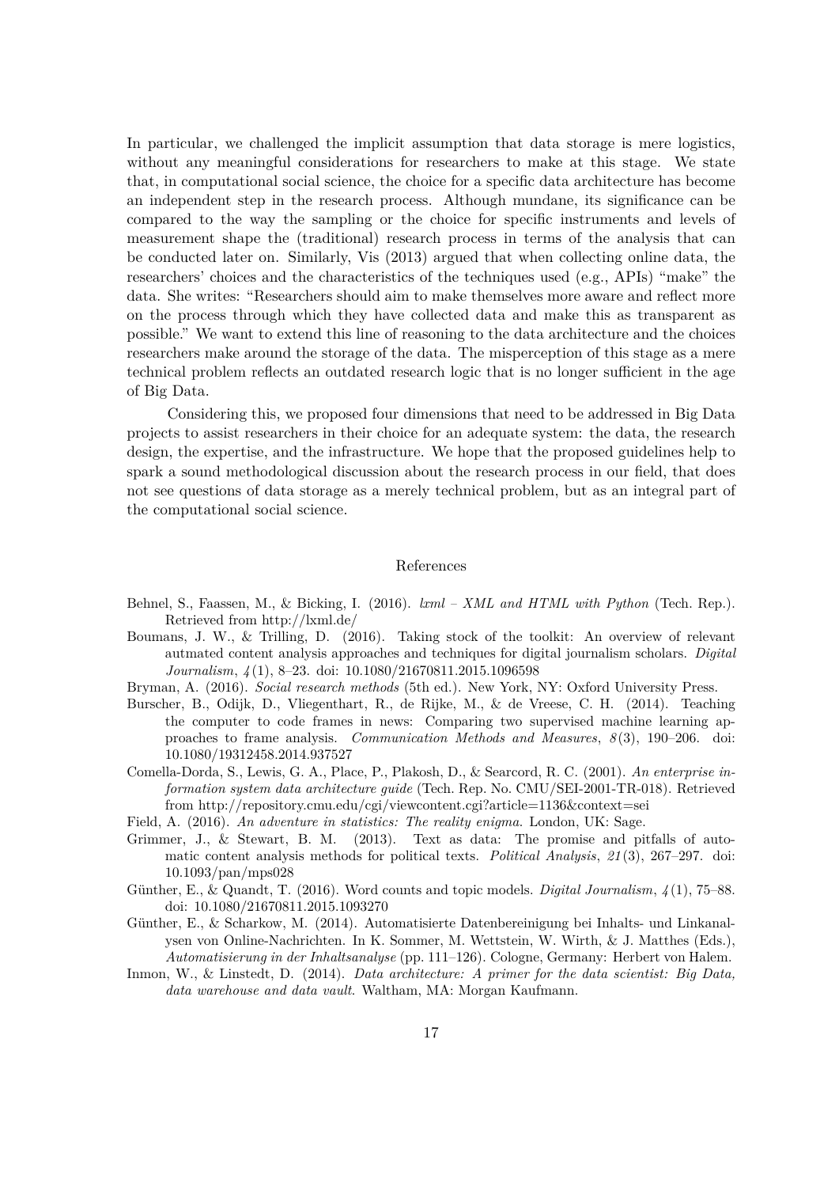In particular, we challenged the implicit assumption that data storage is mere logistics, without any meaningful considerations for researchers to make at this stage. We state that, in computational social science, the choice for a specific data architecture has become an independent step in the research process. Although mundane, its significance can be compared to the way the sampling or the choice for specific instruments and levels of measurement shape the (traditional) research process in terms of the analysis that can be conducted later on. Similarly, Vis (2013) argued that when collecting online data, the researchers' choices and the characteristics of the techniques used (e.g., APIs) "make" the data. She writes: "Researchers should aim to make themselves more aware and reflect more on the process through which they have collected data and make this as transparent as possible." We want to extend this line of reasoning to the data architecture and the choices researchers make around the storage of the data. The misperception of this stage as a mere technical problem reflects an outdated research logic that is no longer sufficient in the age of Big Data.

Considering this, we proposed four dimensions that need to be addressed in Big Data projects to assist researchers in their choice for an adequate system: the data, the research design, the expertise, and the infrastructure. We hope that the proposed guidelines help to spark a sound methodological discussion about the research process in our field, that does not see questions of data storage as a merely technical problem, but as an integral part of the computational social science.

## References

Behnel, S., Faassen, M., & Bicking, I. (2016). *lxml – XML and HTML with Python* (Tech. Rep.). Retrieved from http://lxml.de/

Boumans, J. W., & Trilling, D. (2016). Taking stock of the toolkit: An overview of relevant autmated content analysis approaches and techniques for digital journalism scholars. *Digital Journalism*, *4*(1), 8–23. doi: 10.1080/21670811.2015.1096598

Bryman, A. (2016). *Social research methods* (5th ed.). New York, NY: Oxford University Press.

Burscher, B., Odijk, D., Vliegenthart, R., de Rijke, M., & de Vreese, C. H. (2014). Teaching the computer to code frames in news: Comparing two supervised machine learning approaches to frame analysis. *Communication Methods and Measures*, *8*(3), 190–206. doi: 10.1080/19312458.2014.937527

Comella-Dorda, S., Lewis, G. A., Place, P., Plakosh, D., & Searcord, R. C. (2001). *An enterprise information system data architecture guide* (Tech. Rep. No. CMU/SEI-2001-TR-018). Retrieved from http://repository.cmu.edu/cgi/viewcontent.cgi?article=1136&context=sei

Field, A. (2016). *An adventure in statistics: The reality enigma.* London, UK: Sage.

Grimmer, J., & Stewart, B. M. (2013). Text as data: The promise and pitfalls of automatic content analysis methods for political texts. *Political Analysis*, *21*(3), 267–297. doi: 10.1093/pan/mps028

Günther, E., & Quandt, T. (2016). Word counts and topic models. *Digital Journalism*, *4*(1), 75–88. doi: 10.1080/21670811.2015.1093270

Günther, E., & Scharkow, M. (2014). Automatisierte Datenbereinigung bei Inhalts- und Linkanalysen von Online-Nachrichten. In K. Sommer, M. Wettstein, W. Wirth, & J. Matthes (Eds.), *Automatisierung in der Inhaltsanalyse* (pp. 111–126). Cologne, Germany: Herbert von Halem.

Inmon, W., & Linstedt, D. (2014). *Data architecture: A primer for the data scientist: Big Data, data warehouse and data vault.* Waltham, MA: Morgan Kaufmann.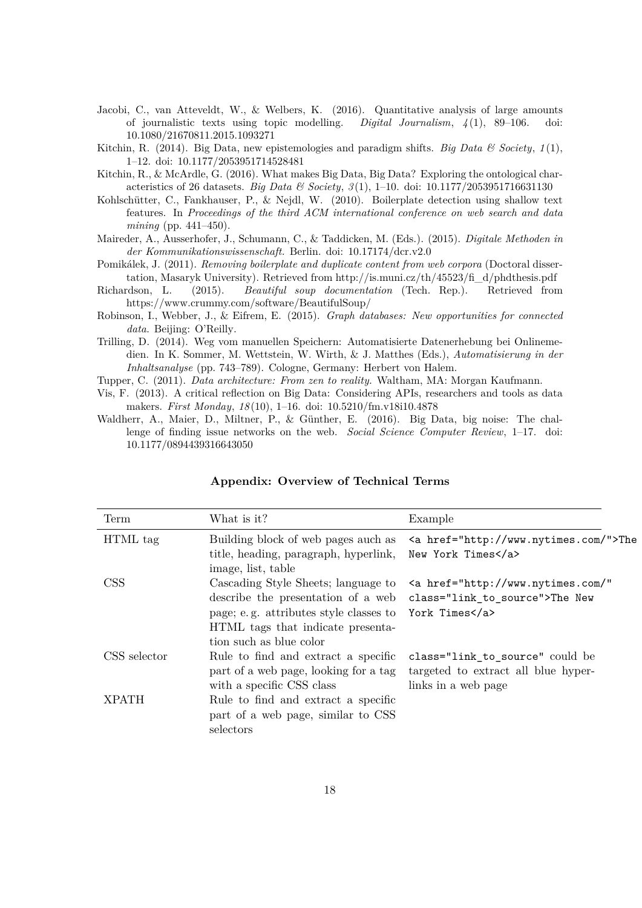Jacobi, C., van Atteveldt, W., & Welbers, K. (2016). Quantitative analysis of large amounts of journalistic texts using topic modelling. *Digital Journalism*, *4*(1), 89–106. doi: 10.1080/21670811.2015.1093271

Kitchin, R. (2014). Big Data, new epistemologies and paradigm shifts. *Big Data & Society*, *1*(1), 1–12. doi: 10.1177/2053951714528481

Kitchin, R., & McArdle, G. (2016). What makes Big Data, Big Data? Exploring the ontological characteristics of 26 datasets. *Big Data & Society*, *3*(1), 1–10. doi: 10.1177/2053951716631130

Kohlschütter, C., Fankhauser, P., & Nejdl, W. (2010). Boilerplate detection using shallow text features. In *Proceedings of the third ACM international conference on web search and data mining* (pp. 441–450).

Maireder, A., Ausserhofer, J., Schumann, C., & Taddicken, M. (Eds.). (2015). *Digitale Methoden in der Kommunikationswissenschaft*. Berlin. doi: 10.17174/dcr.v2.0

Pomikálek, J. (2011). *Removing boilerplate and duplicate content from web corpora* (Doctoral dissertation, Masaryk University). Retrieved from http://is.muni.cz/th/45523/fi_d/phdthesis.pdf

Richardson, L. (2015). *Beautiful soup documentation* (Tech. Rep.). Retrieved from https://www.crummy.com/software/BeautifulSoup/

Robinson, I., Webber, J., & Eifrem, E. (2015). *Graph databases: New opportunities for connected data*. Beijing: O'Reilly.

Trilling, D. (2014). Weg vom manuellen Speichern: Automatisierte Datenerhebung bei Onlinemedien. In K. Sommer, M. Wettstein, W. Wirth, & J. Matthes (Eds.), *Automatisierung in der Inhaltsanalyse* (pp. 743–789). Cologne, Germany: Herbert von Halem.

Tupper, C. (2011). *Data architecture: From zen to reality.* Waltham, MA: Morgan Kaufmann.

Vis, F. (2013). A critical reflection on Big Data: Considering APIs, researchers and tools as data makers. *First Monday*, *18*(10), 1–16. doi: 10.5210/fm.v18i10.4878

Waldherr, A., Maier, D., Miltner, P., & Günther, E. (2016). Big Data, big noise: The challenge of finding issue networks on the web. *Social Science Computer Review*, 1–17. doi: 10.1177/0894439316643050

## Appendix: Overview of Technical Terms

| Term | What is it? | Example |
|---|---|---|
| HTML tag | Building block of web pages auch as title, heading, paragraph, hyperlink, image, list, table | `<a href="http://www.nytimes.com/">The New York Times</a>` |
| CSS | Cascading Style Sheets; language to describe the presentation of a web page; e. g. attributes style classes to HTML tags that indicate presentation such as blue color | `<a href="http://www.nytimes.com/" class="link_to_source">The New York Times</a>` |
| CSS selector | Rule to find and extract a specific part of a web page, looking for a tag with a specific CSS class | `class="link_to_source"` could be targeted to extract all blue hyperlinks in a web page |
| XPATH | Rule to find and extract a specific part of a web page, similar to CSS selectors | |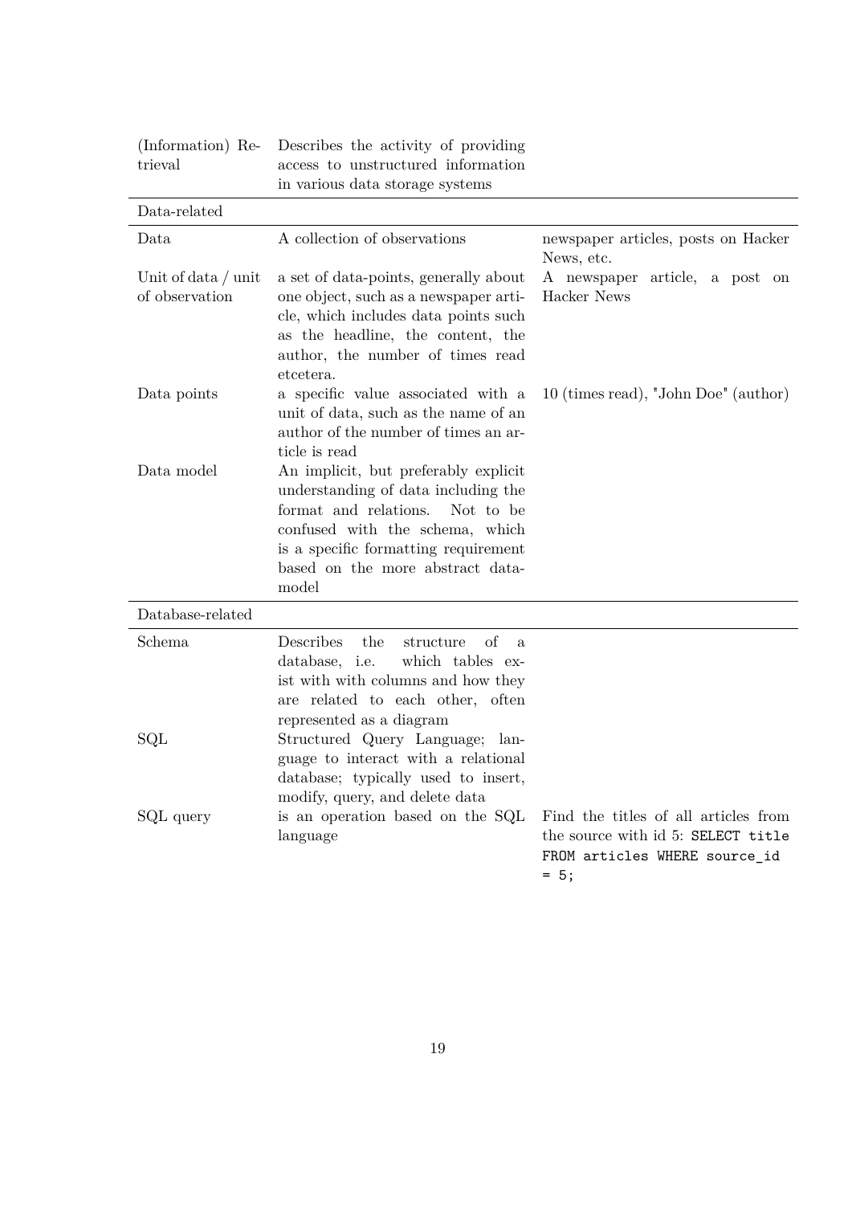| | | |
|---|---|---|
| (Information) Retrieval | Describes the activity of providing access to unstructured information in various data storage systems | |
| **Data-related** | | |
| Data | A collection of observations | newspaper articles, posts on Hacker News, etc. |
| Unit of data / unit of observation | a set of data-points, generally about one object, such as a newspaper article, which includes data points such as the headline, the content, the author, the number of times read etcetera. | A newspaper article, a post on Hacker News |
| Data points | a specific value associated with a unit of data, such as the name of an author of the number of times an article is read | 10 (times read), "John Doe" (author) |
| Data model | An implicit, but preferably explicit understanding of data including the format and relations. Not to be confused with the schema, which is a specific formatting requirement based on the more abstract data-model | |
| **Database-related** | | |
| Schema | Describes the structure of a database, i.e. which tables exist with with columns and how they are related to each other, often represented as a diagram | |
| SQL | Structured Query Language; language to interact with a relational database; typically used to insert, modify, query, and delete data | |
| SQL query | is an operation based on the SQL language | Find the titles of all articles from the source with id 5: `SELECT title FROM articles WHERE source_id = 5;` |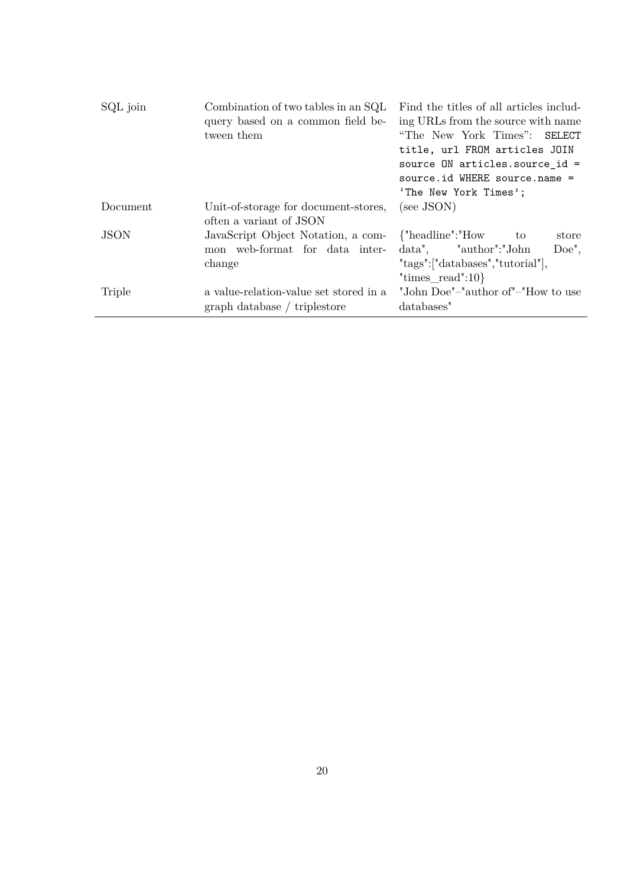| | | |
|---|---|---|
| SQL join | Combination of two tables in an SQL query based on a common field between them | Find the titles of all articles including URLs from the source with name "The New York Times": `SELECT title, url FROM articles JOIN source ON articles.source_id = source.id WHERE source.name = 'The New York Times';` |
| Document | Unit-of-storage for document-stores, often a variant of JSON | (see JSON) |
| JSON | JavaScript Object Notation, a common web-format for data interchange | {"headline":"How to store data", "author":"John Doe", "tags":["databases","tutorial"], "times_read":10} |
| Triple | a value-relation-value set stored in a graph database / triplestore | "John Doe"–"author of"–"How to use databases" |